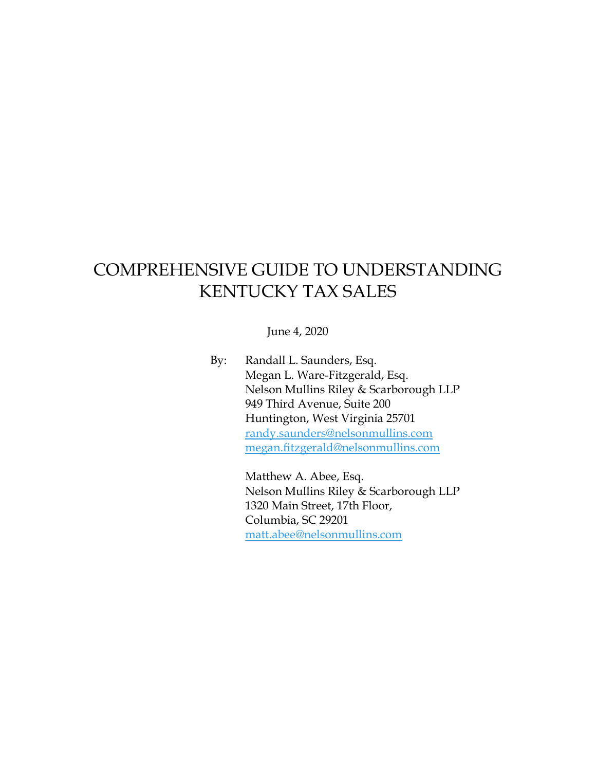# COMPREHENSIVE GUIDE TO UNDERSTANDING KENTUCKY TAX SALES

June 4, 2020

By: Randall L. Saunders, Esq.
Megan L. Ware-Fitzgerald, Esq.
Nelson Mullins Riley & Scarborough LLP
949 Third Avenue, Suite 200
Huntington, West Virginia 25701
randy.saunders@nelsonmullins.com
megan.fitzgerald@nelsonmullins.com

Matthew A. Abee, Esq.
Nelson Mullins Riley & Scarborough LLP
1320 Main Street, 17th Floor,
Columbia, SC 29201
matt.abee@nelsonmullins.com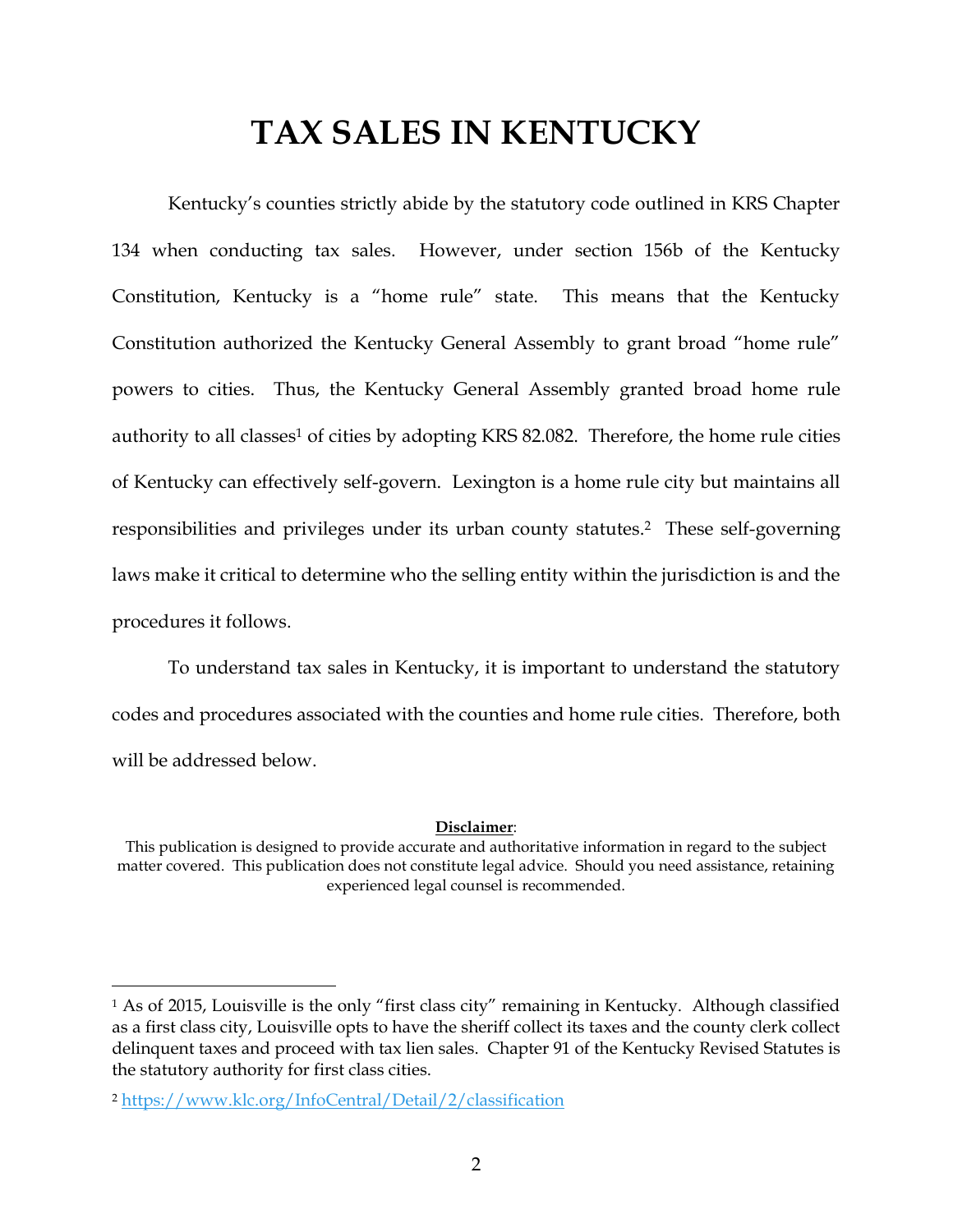# TAX SALES IN KENTUCKY

Kentucky's counties strictly abide by the statutory code outlined in KRS Chapter 134 when conducting tax sales. However, under section 156b of the Kentucky Constitution, Kentucky is a "home rule" state. This means that the Kentucky Constitution authorized the Kentucky General Assembly to grant broad "home rule" powers to cities. Thus, the Kentucky General Assembly granted broad home rule authority to all classes[1] of cities by adopting KRS 82.082. Therefore, the home rule cities of Kentucky can effectively self-govern. Lexington is a home rule city but maintains all responsibilities and privileges under its urban county statutes.[2] These self-governing laws make it critical to determine who the selling entity within the jurisdiction is and the procedures it follows.

To understand tax sales in Kentucky, it is important to understand the statutory codes and procedures associated with the counties and home rule cities. Therefore, both will be addressed below.

**Disclaimer**:

This publication is designed to provide accurate and authoritative information in regard to the subject matter covered. This publication does not constitute legal advice. Should you need assistance, retaining experienced legal counsel is recommended.

---

[1] As of 2015, Louisville is the only "first class city" remaining in Kentucky. Although classified as a first class city, Louisville opts to have the sheriff collect its taxes and the county clerk collect delinquent taxes and proceed with tax lien sales. Chapter 91 of the Kentucky Revised Statutes is the statutory authority for first class cities.

[2] https://www.klc.org/InfoCentral/Detail/2/classification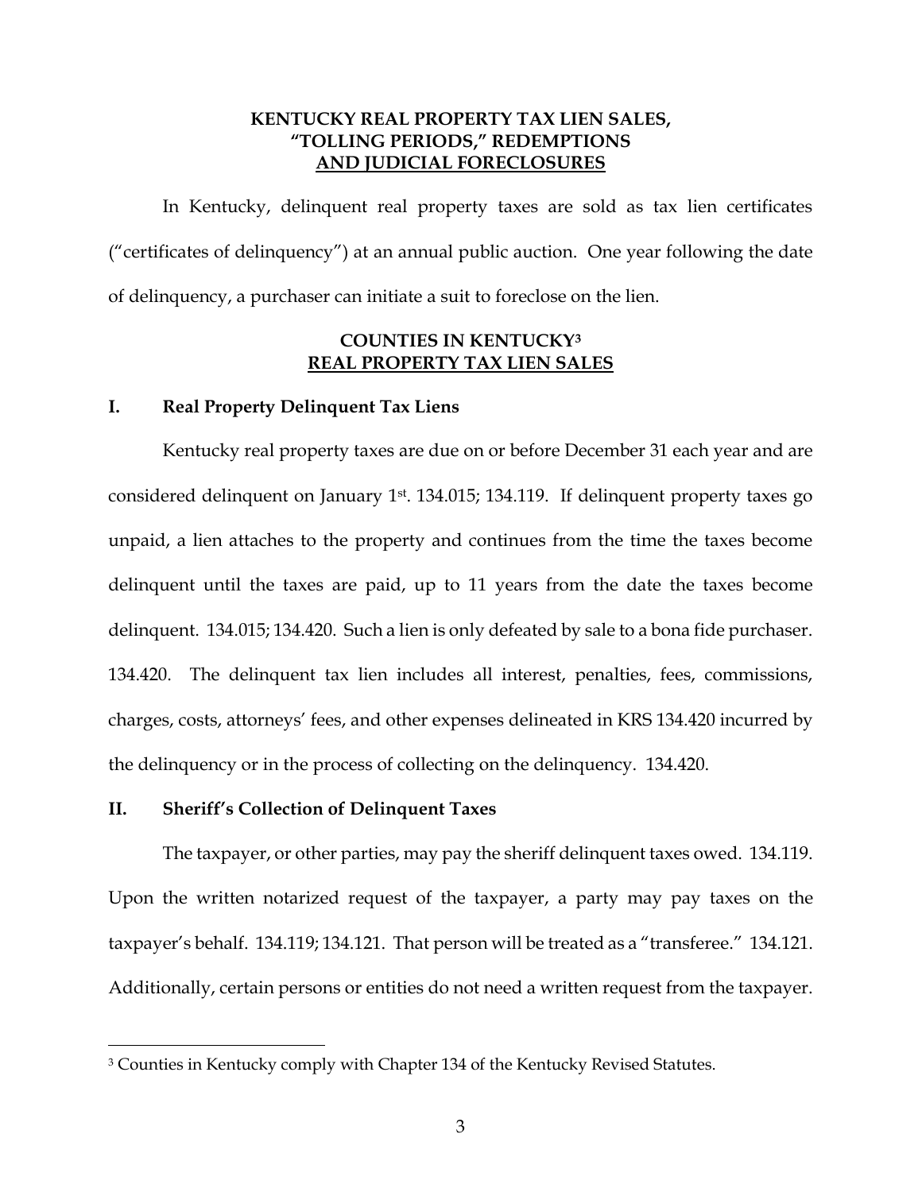## KENTUCKY REAL PROPERTY TAX LIEN SALES, "TOLLING PERIODS," REDEMPTIONS AND JUDICIAL FORECLOSURES

In Kentucky, delinquent real property taxes are sold as tax lien certificates ("certificates of delinquency") at an annual public auction. One year following the date of delinquency, a purchaser can initiate a suit to foreclose on the lien.

## COUNTIES IN KENTUCKY[3] REAL PROPERTY TAX LIEN SALES

### I. Real Property Delinquent Tax Liens

Kentucky real property taxes are due on or before December 31 each year and are considered delinquent on January 1st. 134.015; 134.119. If delinquent property taxes go unpaid, a lien attaches to the property and continues from the time the taxes become delinquent until the taxes are paid, up to 11 years from the date the taxes become delinquent. 134.015; 134.420. Such a lien is only defeated by sale to a bona fide purchaser. 134.420. The delinquent tax lien includes all interest, penalties, fees, commissions, charges, costs, attorneys' fees, and other expenses delineated in KRS 134.420 incurred by the delinquency or in the process of collecting on the delinquency. 134.420.

### II. Sheriff's Collection of Delinquent Taxes

The taxpayer, or other parties, may pay the sheriff delinquent taxes owed. 134.119. Upon the written notarized request of the taxpayer, a party may pay taxes on the taxpayer's behalf. 134.119; 134.121. That person will be treated as a "transferee." 134.121. Additionally, certain persons or entities do not need a written request from the taxpayer.

---

[3] Counties in Kentucky comply with Chapter 134 of the Kentucky Revised Statutes.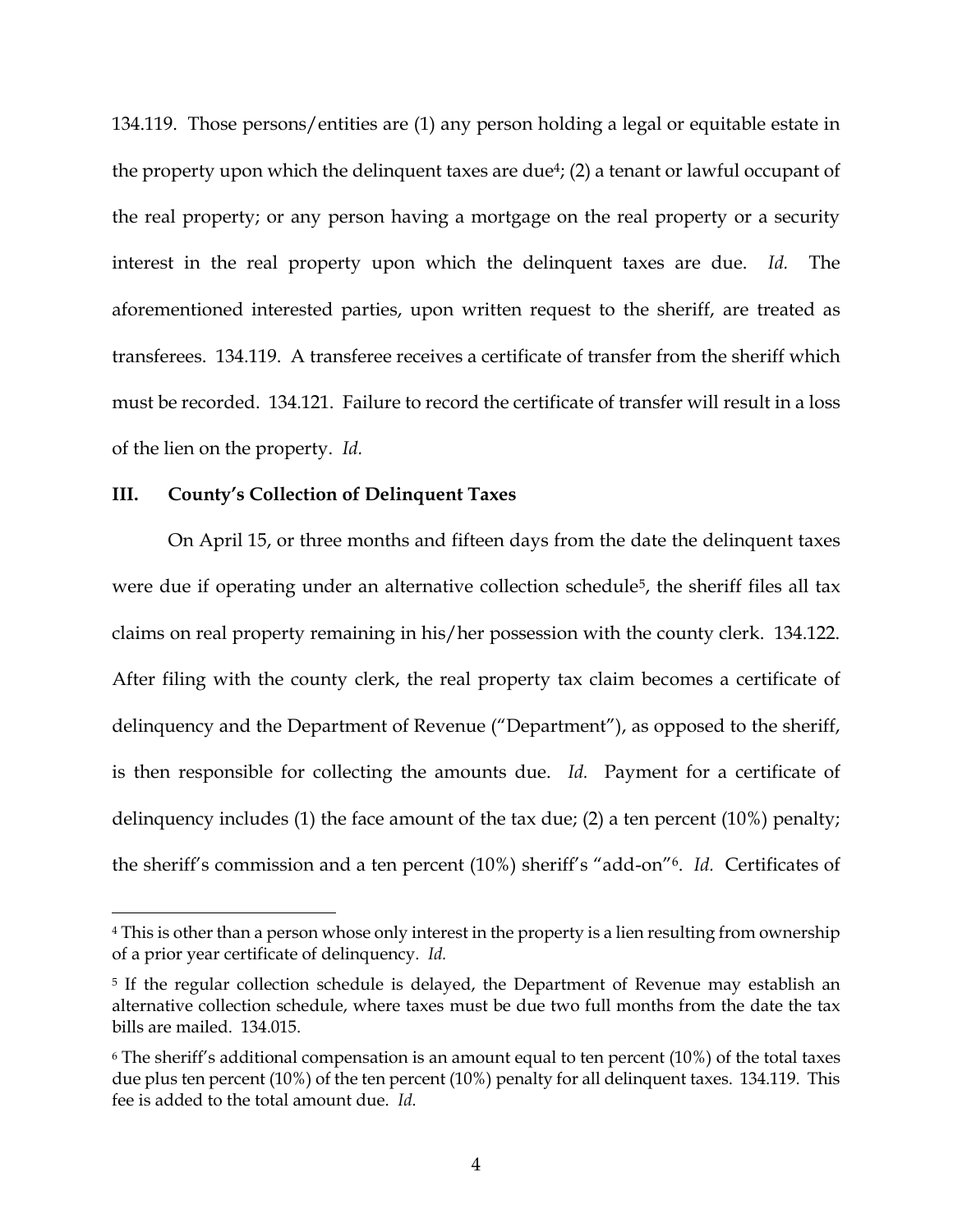134.119. Those persons/entities are (1) any person holding a legal or equitable estate in the property upon which the delinquent taxes are due[4]; (2) a tenant or lawful occupant of the real property; or any person having a mortgage on the real property or a security interest in the real property upon which the delinquent taxes are due. *Id.* The aforementioned interested parties, upon written request to the sheriff, are treated as transferees. 134.119. A transferee receives a certificate of transfer from the sheriff which must be recorded. 134.121. Failure to record the certificate of transfer will result in a loss of the lien on the property. *Id.*

## III. County's Collection of Delinquent Taxes

On April 15, or three months and fifteen days from the date the delinquent taxes were due if operating under an alternative collection schedule[5], the sheriff files all tax claims on real property remaining in his/her possession with the county clerk. 134.122. After filing with the county clerk, the real property tax claim becomes a certificate of delinquency and the Department of Revenue ("Department"), as opposed to the sheriff, is then responsible for collecting the amounts due. *Id.* Payment for a certificate of delinquency includes (1) the face amount of the tax due; (2) a ten percent (10%) penalty; the sheriff's commission and a ten percent (10%) sheriff's "add-on"[6]. *Id.* Certificates of

---

[4] This is other than a person whose only interest in the property is a lien resulting from ownership of a prior year certificate of delinquency. *Id.*

[5] If the regular collection schedule is delayed, the Department of Revenue may establish an alternative collection schedule, where taxes must be due two full months from the date the tax bills are mailed. 134.015.

[6] The sheriff's additional compensation is an amount equal to ten percent (10%) of the total taxes due plus ten percent (10%) of the ten percent (10%) penalty for all delinquent taxes. 134.119. This fee is added to the total amount due. *Id.*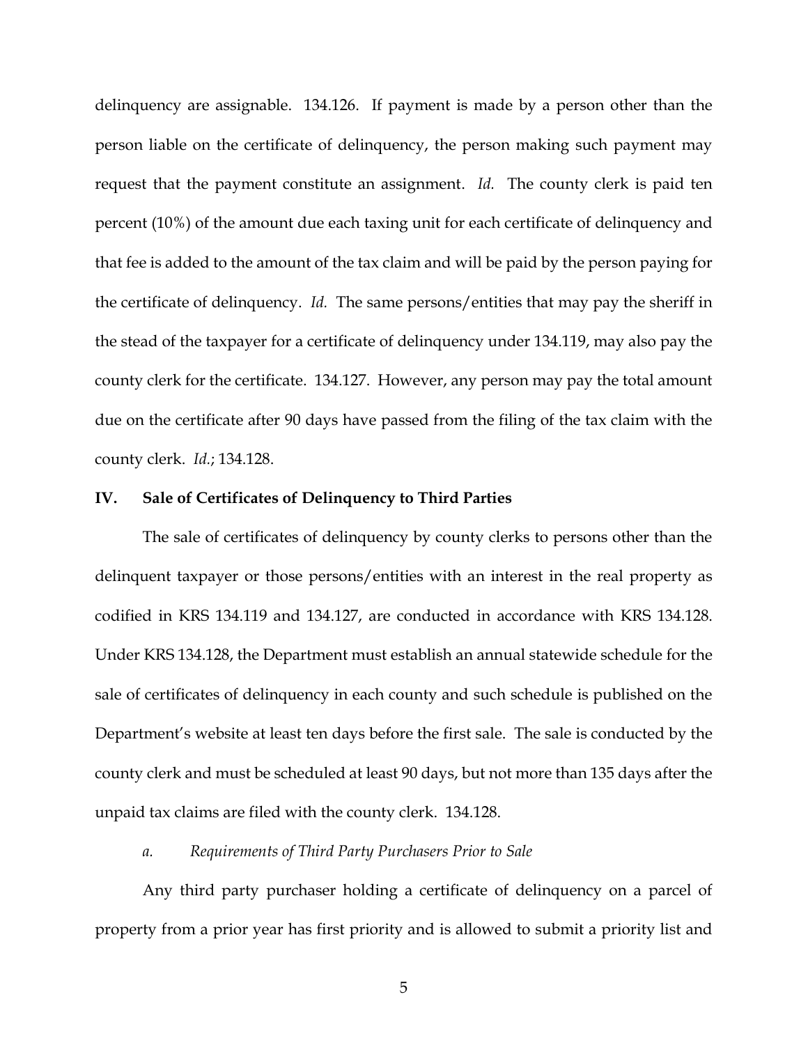delinquency are assignable. 134.126. If payment is made by a person other than the person liable on the certificate of delinquency, the person making such payment may request that the payment constitute an assignment. *Id.* The county clerk is paid ten percent (10%) of the amount due each taxing unit for each certificate of delinquency and that fee is added to the amount of the tax claim and will be paid by the person paying for the certificate of delinquency. *Id.* The same persons/entities that may pay the sheriff in the stead of the taxpayer for a certificate of delinquency under 134.119, may also pay the county clerk for the certificate. 134.127. However, any person may pay the total amount due on the certificate after 90 days have passed from the filing of the tax claim with the county clerk. *Id.*; 134.128.

## IV. Sale of Certificates of Delinquency to Third Parties

The sale of certificates of delinquency by county clerks to persons other than the delinquent taxpayer or those persons/entities with an interest in the real property as codified in KRS 134.119 and 134.127, are conducted in accordance with KRS 134.128. Under KRS 134.128, the Department must establish an annual statewide schedule for the sale of certificates of delinquency in each county and such schedule is published on the Department's website at least ten days before the first sale. The sale is conducted by the county clerk and must be scheduled at least 90 days, but not more than 135 days after the unpaid tax claims are filed with the county clerk. 134.128.

### *a. Requirements of Third Party Purchasers Prior to Sale*

Any third party purchaser holding a certificate of delinquency on a parcel of property from a prior year has first priority and is allowed to submit a priority list and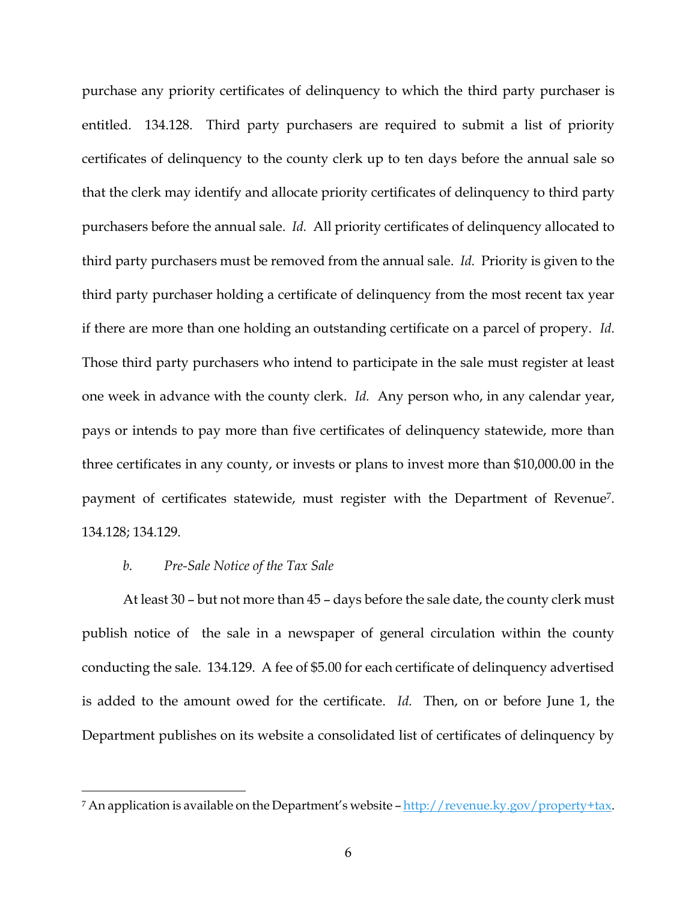purchase any priority certificates of delinquency to which the third party purchaser is entitled. 134.128. Third party purchasers are required to submit a list of priority certificates of delinquency to the county clerk up to ten days before the annual sale so that the clerk may identify and allocate priority certificates of delinquency to third party purchasers before the annual sale. *Id.* All priority certificates of delinquency allocated to third party purchasers must be removed from the annual sale. *Id.* Priority is given to the third party purchaser holding a certificate of delinquency from the most recent tax year if there are more than one holding an outstanding certificate on a parcel of propery. *Id.* Those third party purchasers who intend to participate in the sale must register at least one week in advance with the county clerk. *Id.* Any person who, in any calendar year, pays or intends to pay more than five certificates of delinquency statewide, more than three certificates in any county, or invests or plans to invest more than $10,000.00 in the payment of certificates statewide, must register with the Department of Revenue[7]. 134.128; 134.129.

*b. Pre-Sale Notice of the Tax Sale*

At least 30 – but not more than 45 – days before the sale date, the county clerk must publish notice of the sale in a newspaper of general circulation within the county conducting the sale. 134.129. A fee of $5.00 for each certificate of delinquency advertised is added to the amount owed for the certificate. *Id.* Then, on or before June 1, the Department publishes on its website a consolidated list of certificates of delinquency by

[7] An application is available on the Department's website – http://revenue.ky.gov/property+tax.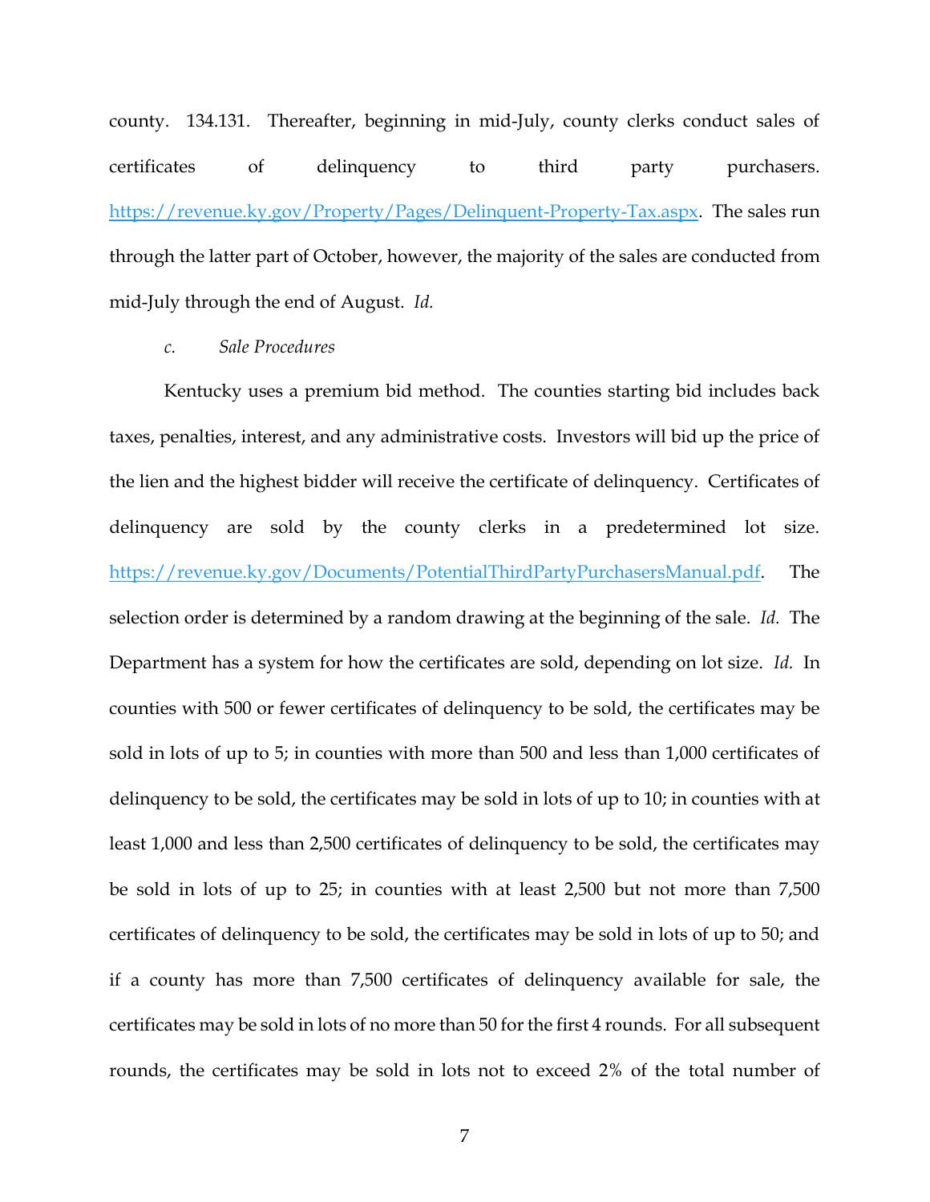county. 134.131. Thereafter, beginning in mid-July, county clerks conduct sales of certificates of delinquency to third party purchasers. https://revenue.ky.gov/Property/Pages/Delinquent-Property-Tax.aspx. The sales run through the latter part of October, however, the majority of the sales are conducted from mid-July through the end of August. *Id.*

*c. Sale Procedures*

Kentucky uses a premium bid method. The counties starting bid includes back taxes, penalties, interest, and any administrative costs. Investors will bid up the price of the lien and the highest bidder will receive the certificate of delinquency. Certificates of delinquency are sold by the county clerks in a predetermined lot size. https://revenue.ky.gov/Documents/PotentialThirdPartyPurchasersManual.pdf. The selection order is determined by a random drawing at the beginning of the sale. *Id.* The Department has a system for how the certificates are sold, depending on lot size. *Id.* In counties with 500 or fewer certificates of delinquency to be sold, the certificates may be sold in lots of up to 5; in counties with more than 500 and less than 1,000 certificates of delinquency to be sold, the certificates may be sold in lots of up to 10; in counties with at least 1,000 and less than 2,500 certificates of delinquency to be sold, the certificates may be sold in lots of up to 25; in counties with at least 2,500 but not more than 7,500 certificates of delinquency to be sold, the certificates may be sold in lots of up to 50; and if a county has more than 7,500 certificates of delinquency available for sale, the certificates may be sold in lots of no more than 50 for the first 4 rounds. For all subsequent rounds, the certificates may be sold in lots not to exceed 2% of the total number of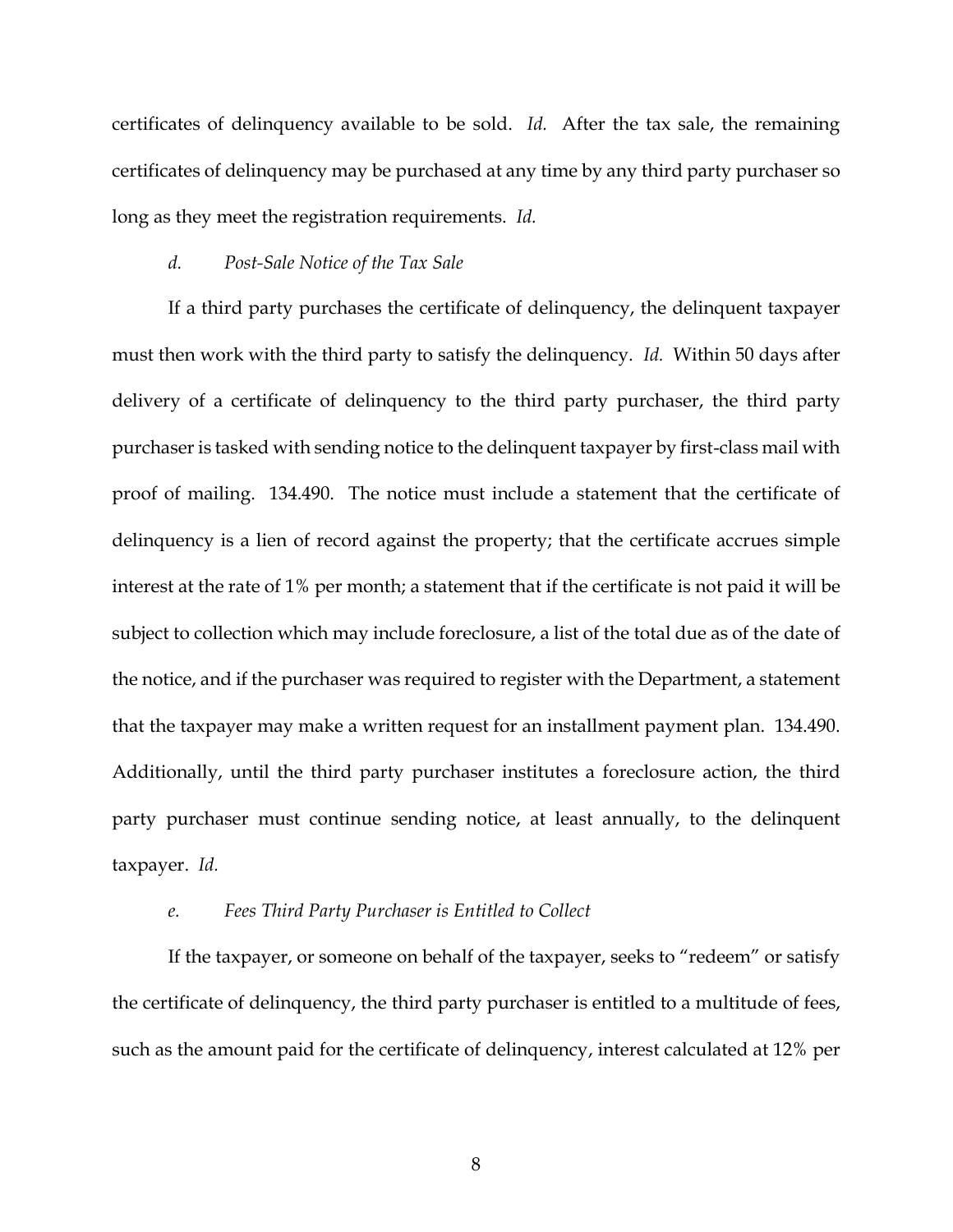certificates of delinquency available to be sold. *Id.* After the tax sale, the remaining certificates of delinquency may be purchased at any time by any third party purchaser so long as they meet the registration requirements. *Id.*

*d. Post-Sale Notice of the Tax Sale*

If a third party purchases the certificate of delinquency, the delinquent taxpayer must then work with the third party to satisfy the delinquency. *Id.* Within 50 days after delivery of a certificate of delinquency to the third party purchaser, the third party purchaser is tasked with sending notice to the delinquent taxpayer by first-class mail with proof of mailing. 134.490. The notice must include a statement that the certificate of delinquency is a lien of record against the property; that the certificate accrues simple interest at the rate of 1% per month; a statement that if the certificate is not paid it will be subject to collection which may include foreclosure, a list of the total due as of the date of the notice, and if the purchaser was required to register with the Department, a statement that the taxpayer may make a written request for an installment payment plan. 134.490. Additionally, until the third party purchaser institutes a foreclosure action, the third party purchaser must continue sending notice, at least annually, to the delinquent taxpayer. *Id.*

*e. Fees Third Party Purchaser is Entitled to Collect*

If the taxpayer, or someone on behalf of the taxpayer, seeks to "redeem" or satisfy the certificate of delinquency, the third party purchaser is entitled to a multitude of fees, such as the amount paid for the certificate of delinquency, interest calculated at 12% per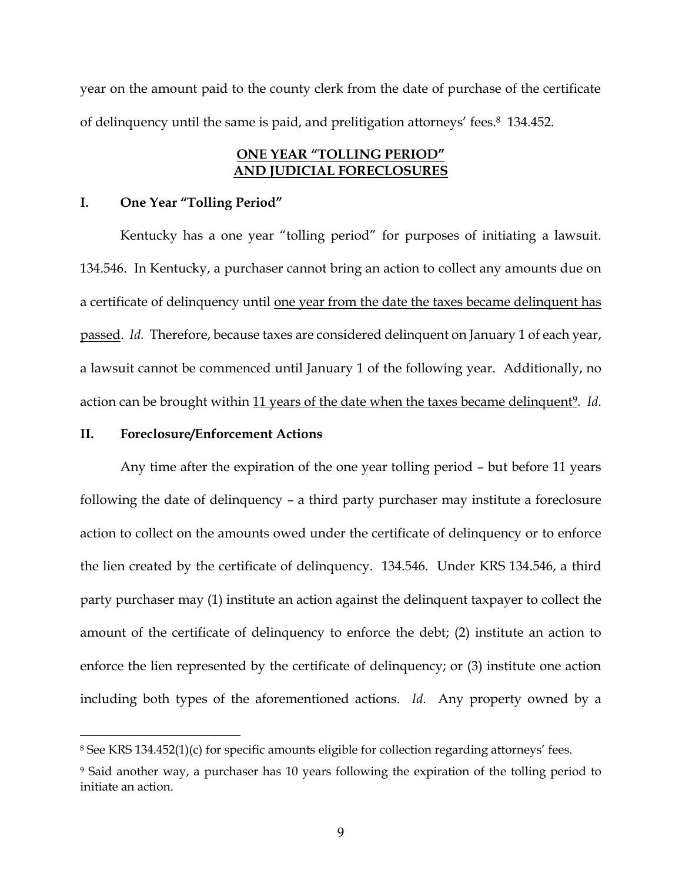year on the amount paid to the county clerk from the date of purchase of the certificate of delinquency until the same is paid, and prelitigation attorneys' fees.[8] 134.452.

## ONE YEAR "TOLLING PERIOD" AND JUDICIAL FORECLOSURES

### I. One Year "Tolling Period"

Kentucky has a one year "tolling period" for purposes of initiating a lawsuit. 134.546. In Kentucky, a purchaser cannot bring an action to collect any amounts due on a certificate of delinquency until <u>one year from the date the taxes became delinquent has passed</u>. *Id.* Therefore, because taxes are considered delinquent on January 1 of each year, a lawsuit cannot be commenced until January 1 of the following year. Additionally, no action can be brought within <u>11 years of the date when the taxes became delinquent</u>[9]. *Id.*

### II. Foreclosure/Enforcement Actions

Any time after the expiration of the one year tolling period – but before 11 years following the date of delinquency – a third party purchaser may institute a foreclosure action to collect on the amounts owed under the certificate of delinquency or to enforce the lien created by the certificate of delinquency. 134.546. Under KRS 134.546, a third party purchaser may (1) institute an action against the delinquent taxpayer to collect the amount of the certificate of delinquency to enforce the debt; (2) institute an action to enforce the lien represented by the certificate of delinquency; or (3) institute one action including both types of the aforementioned actions. *Id.* Any property owned by a

---

[8] See KRS 134.452(1)(c) for specific amounts eligible for collection regarding attorneys' fees.

[9] Said another way, a purchaser has 10 years following the expiration of the tolling period to initiate an action.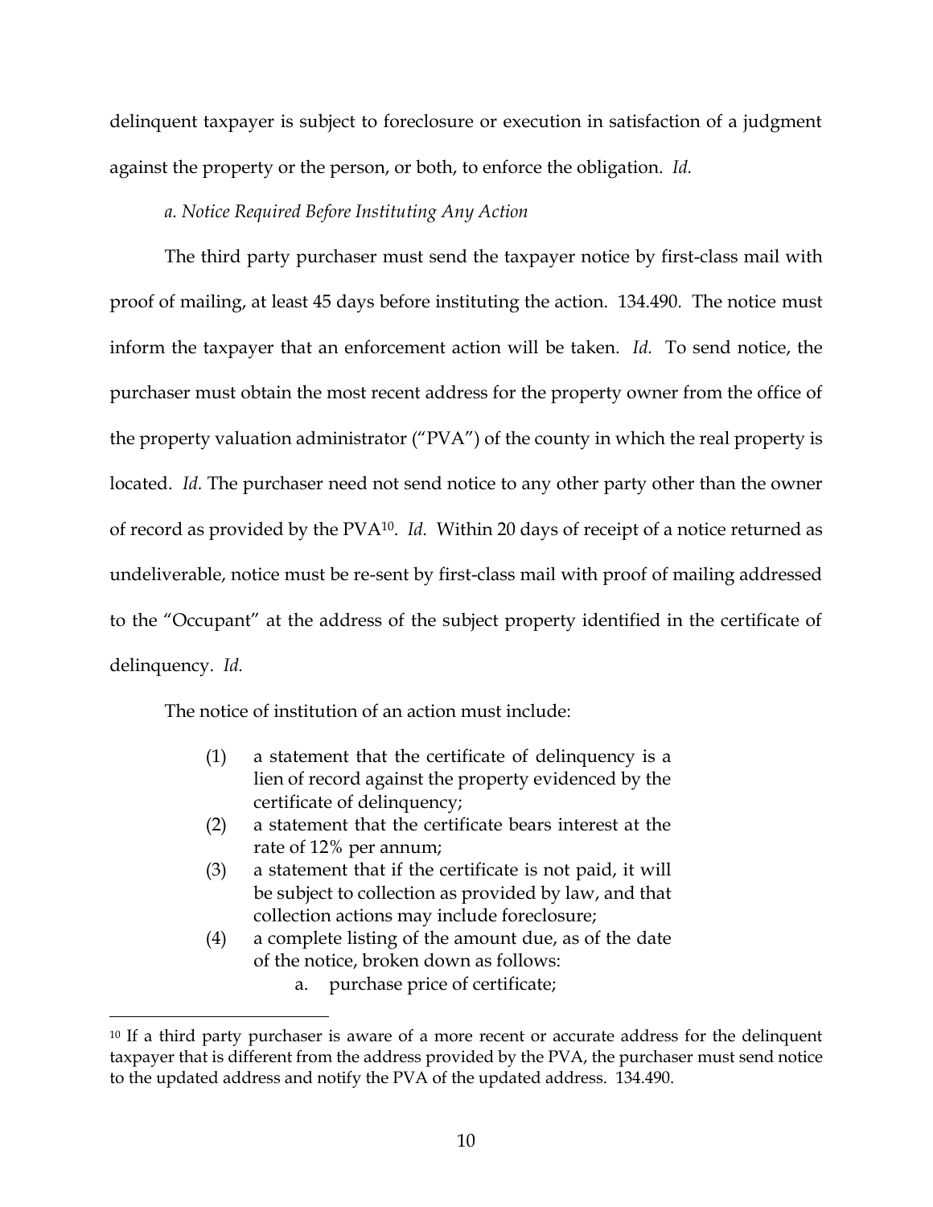delinquent taxpayer is subject to foreclosure or execution in satisfaction of a judgment against the property or the person, or both, to enforce the obligation. *Id.*

*a. Notice Required Before Instituting Any Action*

The third party purchaser must send the taxpayer notice by first-class mail with proof of mailing, at least 45 days before instituting the action. 134.490. The notice must inform the taxpayer that an enforcement action will be taken. *Id.* To send notice, the purchaser must obtain the most recent address for the property owner from the office of the property valuation administrator ("PVA") of the county in which the real property is located. *Id.* The purchaser need not send notice to any other party other than the owner of record as provided by the PVA[10]. *Id.* Within 20 days of receipt of a notice returned as undeliverable, notice must be re-sent by first-class mail with proof of mailing addressed to the "Occupant" at the address of the subject property identified in the certificate of delinquency. *Id.*

The notice of institution of an action must include:

> (1) a statement that the certificate of delinquency is a lien of record against the property evidenced by the certificate of delinquency;
> (2) a statement that the certificate bears interest at the rate of 12% per annum;
> (3) a statement that if the certificate is not paid, it will be subject to collection as provided by law, and that collection actions may include foreclosure;
> (4) a complete listing of the amount due, as of the date of the notice, broken down as follows:
>     a. purchase price of certificate;

[10] If a third party purchaser is aware of a more recent or accurate address for the delinquent taxpayer that is different from the address provided by the PVA, the purchaser must send notice to the updated address and notify the PVA of the updated address. 134.490.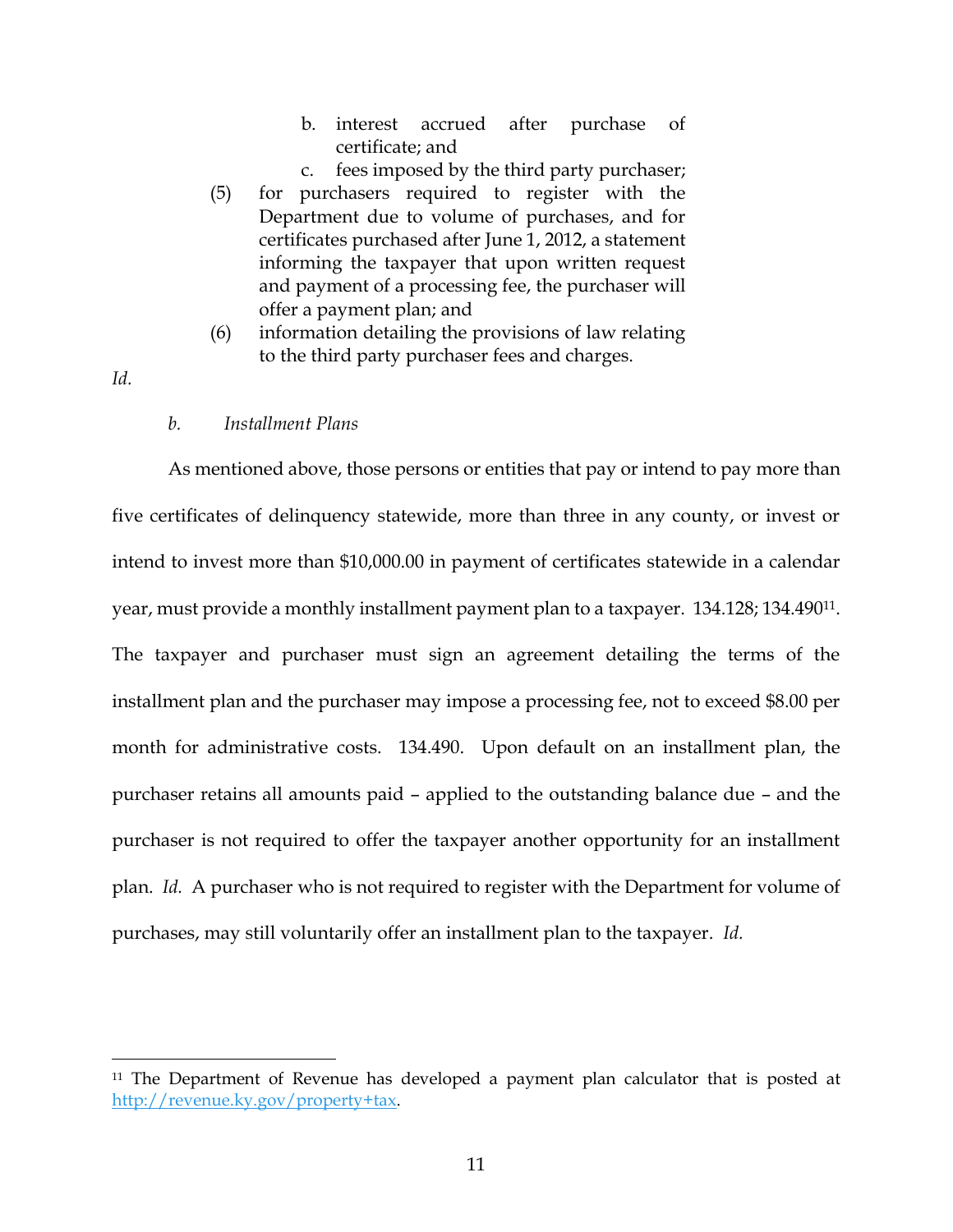b. interest accrued after purchase of certificate; and

c. fees imposed by the third party purchaser;

(5) for purchasers required to register with the Department due to volume of purchases, and for certificates purchased after June 1, 2012, a statement informing the taxpayer that upon written request and payment of a processing fee, the purchaser will offer a payment plan; and

(6) information detailing the provisions of law relating to the third party purchaser fees and charges.

*Id.*

*b. Installment Plans*

As mentioned above, those persons or entities that pay or intend to pay more than five certificates of delinquency statewide, more than three in any county, or invest or intend to invest more than $10,000.00 in payment of certificates statewide in a calendar year, must provide a monthly installment payment plan to a taxpayer. 134.128; 134.490[11]. The taxpayer and purchaser must sign an agreement detailing the terms of the installment plan and the purchaser may impose a processing fee, not to exceed $8.00 per month for administrative costs. 134.490. Upon default on an installment plan, the purchaser retains all amounts paid – applied to the outstanding balance due – and the purchaser is not required to offer the taxpayer another opportunity for an installment plan. *Id.* A purchaser who is not required to register with the Department for volume of purchases, may still voluntarily offer an installment plan to the taxpayer. *Id.*

---

[11] The Department of Revenue has developed a payment plan calculator that is posted at http://revenue.ky.gov/property+tax.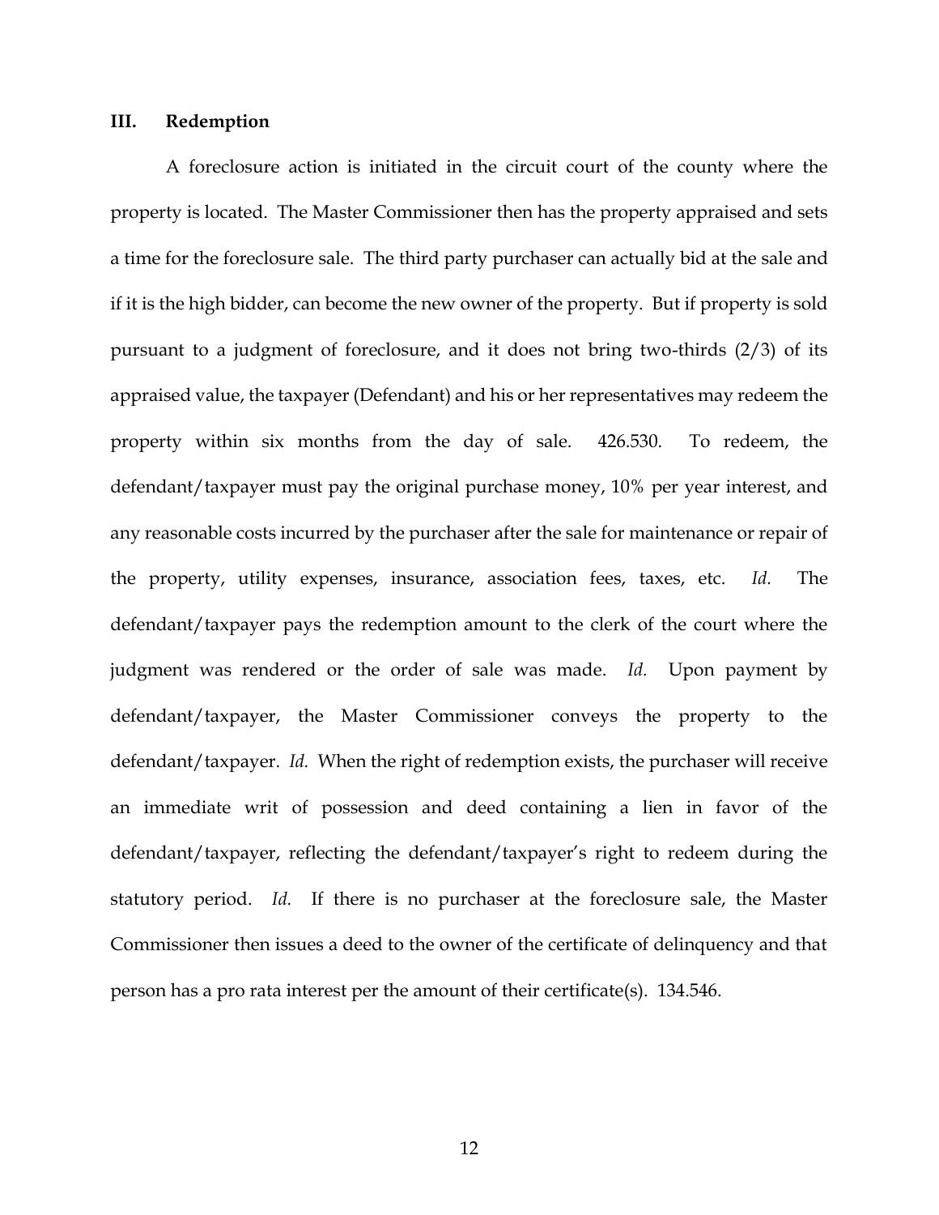## III. Redemption

A foreclosure action is initiated in the circuit court of the county where the property is located. The Master Commissioner then has the property appraised and sets a time for the foreclosure sale. The third party purchaser can actually bid at the sale and if it is the high bidder, can become the new owner of the property. But if property is sold pursuant to a judgment of foreclosure, and it does not bring two-thirds (2/3) of its appraised value, the taxpayer (Defendant) and his or her representatives may redeem the property within six months from the day of sale. 426.530. To redeem, the defendant/taxpayer must pay the original purchase money, 10% per year interest, and any reasonable costs incurred by the purchaser after the sale for maintenance or repair of the property, utility expenses, insurance, association fees, taxes, etc. *Id.* The defendant/taxpayer pays the redemption amount to the clerk of the court where the judgment was rendered or the order of sale was made. *Id.* Upon payment by defendant/taxpayer, the Master Commissioner conveys the property to the defendant/taxpayer. *Id.* When the right of redemption exists, the purchaser will receive an immediate writ of possession and deed containing a lien in favor of the defendant/taxpayer, reflecting the defendant/taxpayer's right to redeem during the statutory period. *Id.* If there is no purchaser at the foreclosure sale, the Master Commissioner then issues a deed to the owner of the certificate of delinquency and that person has a pro rata interest per the amount of their certificate(s). 134.546.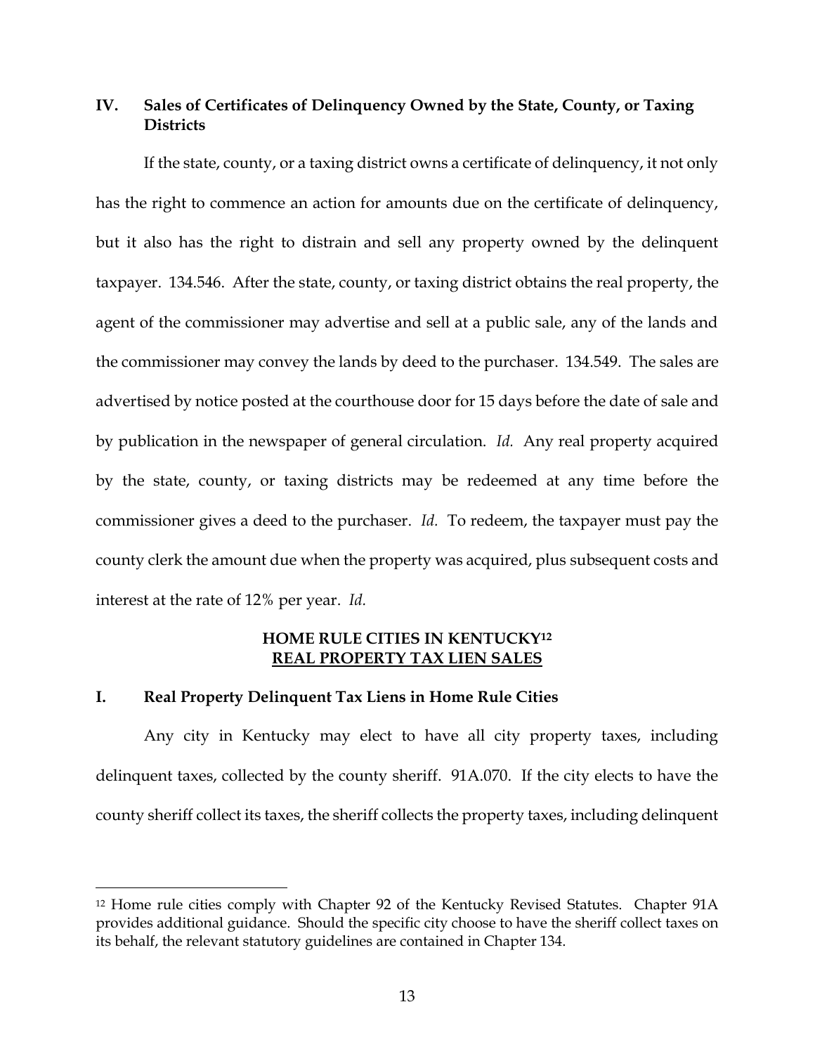## IV. Sales of Certificates of Delinquency Owned by the State, County, or Taxing Districts

If the state, county, or a taxing district owns a certificate of delinquency, it not only has the right to commence an action for amounts due on the certificate of delinquency, but it also has the right to distrain and sell any property owned by the delinquent taxpayer. 134.546. After the state, county, or taxing district obtains the real property, the agent of the commissioner may advertise and sell at a public sale, any of the lands and the commissioner may convey the lands by deed to the purchaser. 134.549. The sales are advertised by notice posted at the courthouse door for 15 days before the date of sale and by publication in the newspaper of general circulation. *Id.* Any real property acquired by the state, county, or taxing districts may be redeemed at any time before the commissioner gives a deed to the purchaser. *Id.* To redeem, the taxpayer must pay the county clerk the amount due when the property was acquired, plus subsequent costs and interest at the rate of 12% per year. *Id.*

## HOME RULE CITIES IN KENTUCKY[12]
## <u>REAL PROPERTY TAX LIEN SALES</u>

## I. Real Property Delinquent Tax Liens in Home Rule Cities

Any city in Kentucky may elect to have all city property taxes, including delinquent taxes, collected by the county sheriff. 91A.070. If the city elects to have the county sheriff collect its taxes, the sheriff collects the property taxes, including delinquent

---

[12] Home rule cities comply with Chapter 92 of the Kentucky Revised Statutes. Chapter 91A provides additional guidance. Should the specific city choose to have the sheriff collect taxes on its behalf, the relevant statutory guidelines are contained in Chapter 134.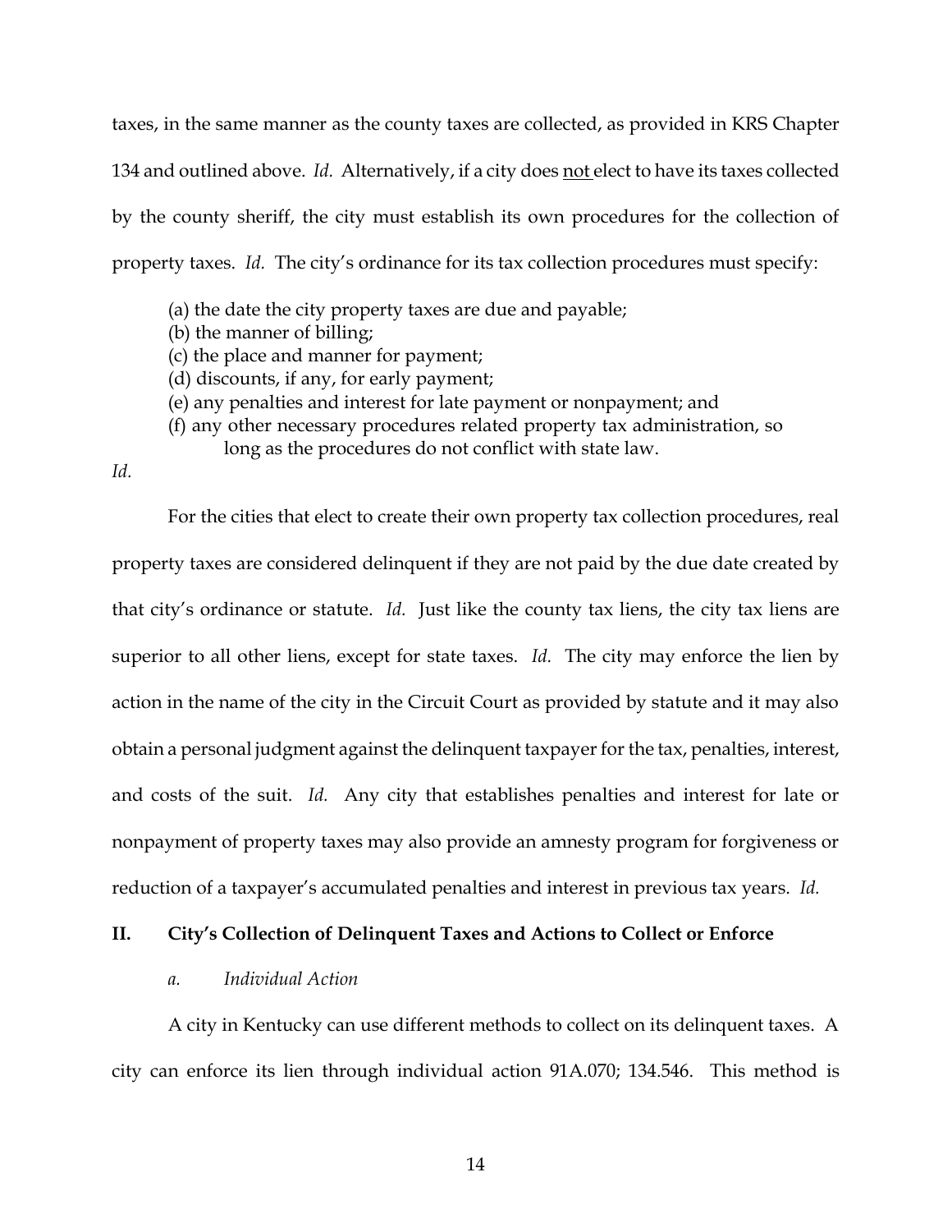taxes, in the same manner as the county taxes are collected, as provided in KRS Chapter 134 and outlined above. *Id.* Alternatively, if a city does <u>not</u> elect to have its taxes collected by the county sheriff, the city must establish its own procedures for the collection of property taxes. *Id.* The city's ordinance for its tax collection procedures must specify:

> (a) the date the city property taxes are due and payable;
> (b) the manner of billing;
> (c) the place and manner for payment;
> (d) discounts, if any, for early payment;
> (e) any penalties and interest for late payment or nonpayment; and
> (f) any other necessary procedures related property tax administration, so long as the procedures do not conflict with state law.

*Id.*

For the cities that elect to create their own property tax collection procedures, real property taxes are considered delinquent if they are not paid by the due date created by that city's ordinance or statute. *Id.* Just like the county tax liens, the city tax liens are superior to all other liens, except for state taxes. *Id.* The city may enforce the lien by action in the name of the city in the Circuit Court as provided by statute and it may also obtain a personal judgment against the delinquent taxpayer for the tax, penalties, interest, and costs of the suit. *Id.* Any city that establishes penalties and interest for late or nonpayment of property taxes may also provide an amnesty program for forgiveness or reduction of a taxpayer's accumulated penalties and interest in previous tax years. *Id.*

## II. City's Collection of Delinquent Taxes and Actions to Collect or Enforce

### *a. Individual Action*

A city in Kentucky can use different methods to collect on its delinquent taxes. A city can enforce its lien through individual action 91A.070; 134.546. This method is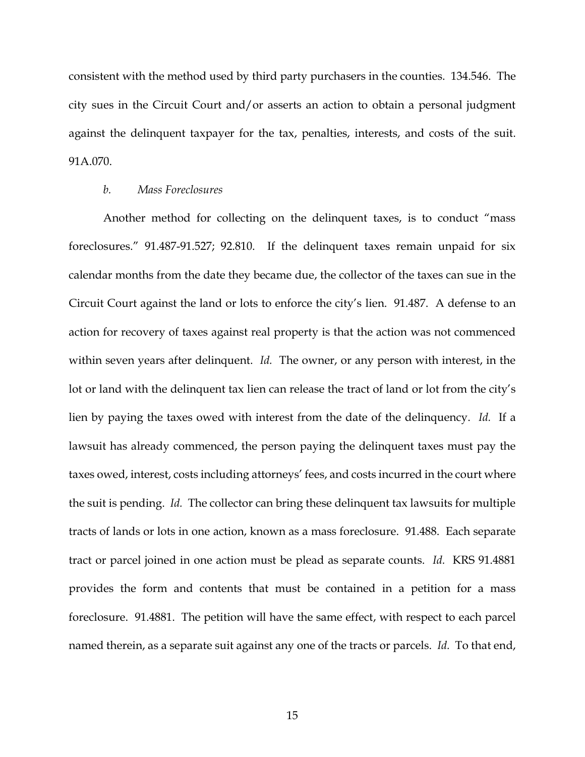consistent with the method used by third party purchasers in the counties. 134.546. The city sues in the Circuit Court and/or asserts an action to obtain a personal judgment against the delinquent taxpayer for the tax, penalties, interests, and costs of the suit. 91A.070.

*b. Mass Foreclosures*

Another method for collecting on the delinquent taxes, is to conduct "mass foreclosures." 91.487-91.527; 92.810. If the delinquent taxes remain unpaid for six calendar months from the date they became due, the collector of the taxes can sue in the Circuit Court against the land or lots to enforce the city's lien. 91.487. A defense to an action for recovery of taxes against real property is that the action was not commenced within seven years after delinquent. *Id.* The owner, or any person with interest, in the lot or land with the delinquent tax lien can release the tract of land or lot from the city's lien by paying the taxes owed with interest from the date of the delinquency. *Id.* If a lawsuit has already commenced, the person paying the delinquent taxes must pay the taxes owed, interest, costs including attorneys' fees, and costs incurred in the court where the suit is pending. *Id.* The collector can bring these delinquent tax lawsuits for multiple tracts of lands or lots in one action, known as a mass foreclosure. 91.488. Each separate tract or parcel joined in one action must be plead as separate counts. *Id.* KRS 91.4881 provides the form and contents that must be contained in a petition for a mass foreclosure. 91.4881. The petition will have the same effect, with respect to each parcel named therein, as a separate suit against any one of the tracts or parcels. *Id.* To that end,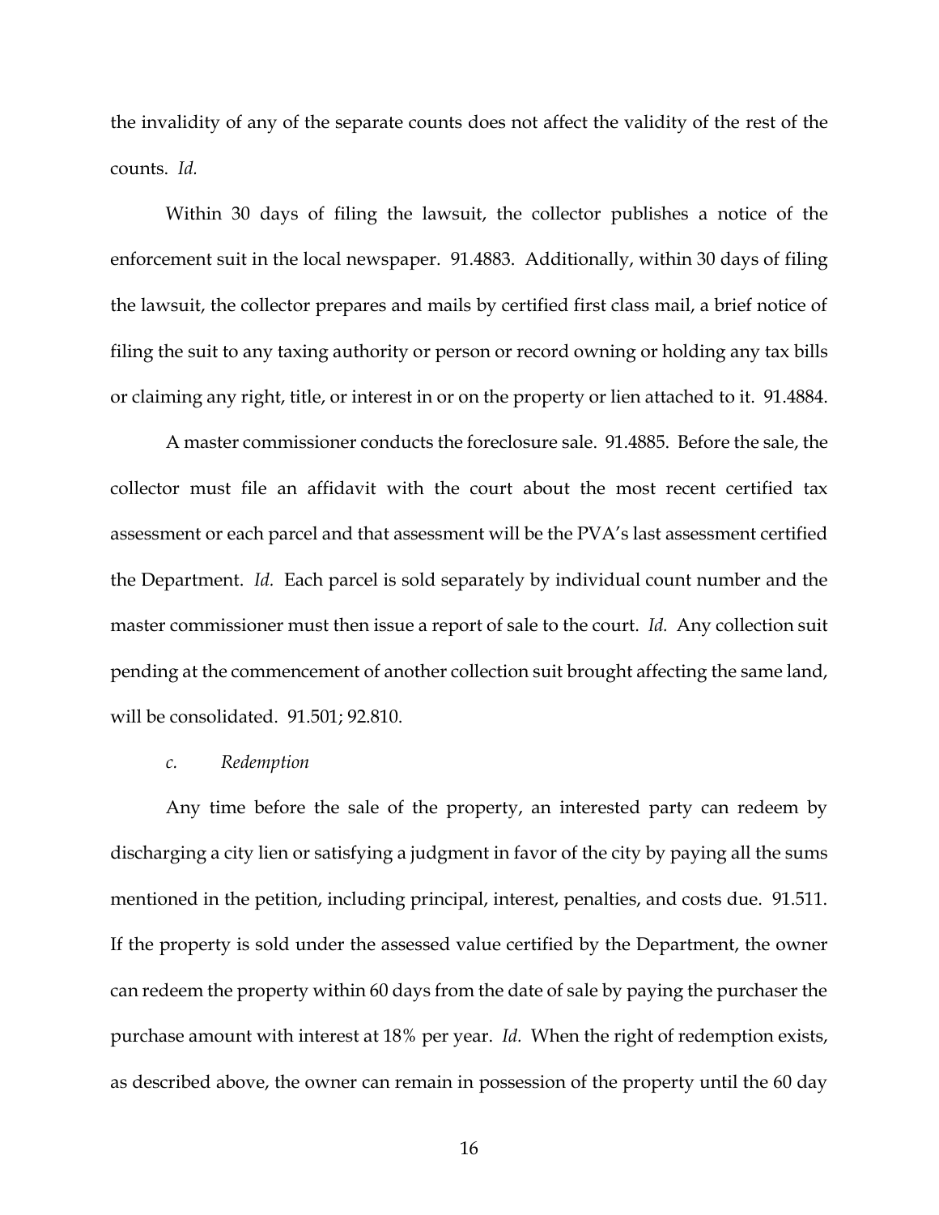the invalidity of any of the separate counts does not affect the validity of the rest of the counts. *Id.*

Within 30 days of filing the lawsuit, the collector publishes a notice of the enforcement suit in the local newspaper. 91.4883. Additionally, within 30 days of filing the lawsuit, the collector prepares and mails by certified first class mail, a brief notice of filing the suit to any taxing authority or person or record owning or holding any tax bills or claiming any right, title, or interest in or on the property or lien attached to it. 91.4884.

A master commissioner conducts the foreclosure sale. 91.4885. Before the sale, the collector must file an affidavit with the court about the most recent certified tax assessment or each parcel and that assessment will be the PVA's last assessment certified the Department. *Id.* Each parcel is sold separately by individual count number and the master commissioner must then issue a report of sale to the court. *Id.* Any collection suit pending at the commencement of another collection suit brought affecting the same land, will be consolidated. 91.501; 92.810.

*c. Redemption*

Any time before the sale of the property, an interested party can redeem by discharging a city lien or satisfying a judgment in favor of the city by paying all the sums mentioned in the petition, including principal, interest, penalties, and costs due. 91.511. If the property is sold under the assessed value certified by the Department, the owner can redeem the property within 60 days from the date of sale by paying the purchaser the purchase amount with interest at 18% per year. *Id.* When the right of redemption exists, as described above, the owner can remain in possession of the property until the 60 day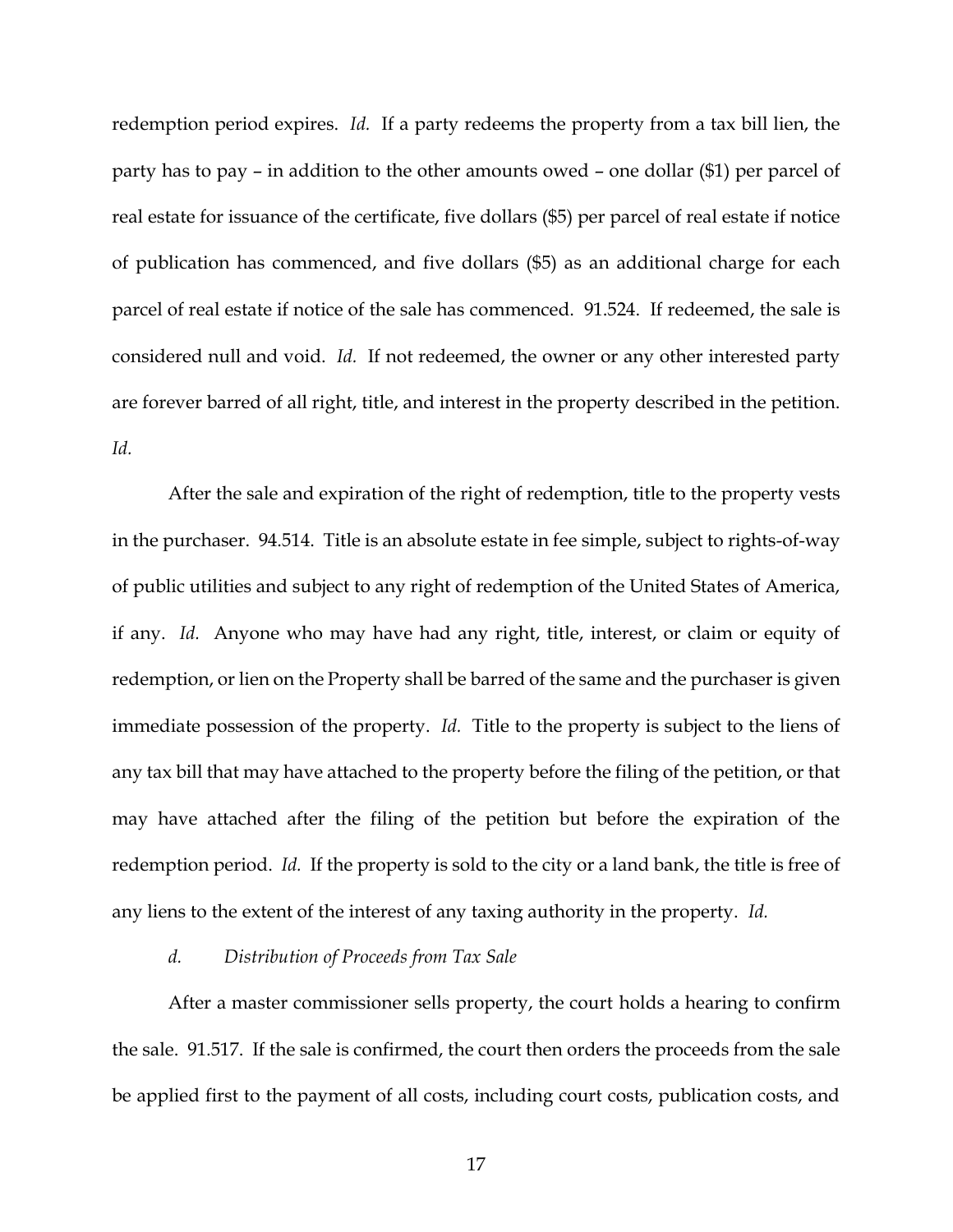redemption period expires. *Id.* If a party redeems the property from a tax bill lien, the party has to pay – in addition to the other amounts owed – one dollar ($1) per parcel of real estate for issuance of the certificate, five dollars ($5) per parcel of real estate if notice of publication has commenced, and five dollars ($5) as an additional charge for each parcel of real estate if notice of the sale has commenced. 91.524. If redeemed, the sale is considered null and void. *Id.* If not redeemed, the owner or any other interested party are forever barred of all right, title, and interest in the property described in the petition. *Id.*

After the sale and expiration of the right of redemption, title to the property vests in the purchaser. 94.514. Title is an absolute estate in fee simple, subject to rights-of-way of public utilities and subject to any right of redemption of the United States of America, if any. *Id.* Anyone who may have had any right, title, interest, or claim or equity of redemption, or lien on the Property shall be barred of the same and the purchaser is given immediate possession of the property. *Id.* Title to the property is subject to the liens of any tax bill that may have attached to the property before the filing of the petition, or that may have attached after the filing of the petition but before the expiration of the redemption period. *Id.* If the property is sold to the city or a land bank, the title is free of any liens to the extent of the interest of any taxing authority in the property. *Id.*

*d. Distribution of Proceeds from Tax Sale*

After a master commissioner sells property, the court holds a hearing to confirm the sale. 91.517. If the sale is confirmed, the court then orders the proceeds from the sale be applied first to the payment of all costs, including court costs, publication costs, and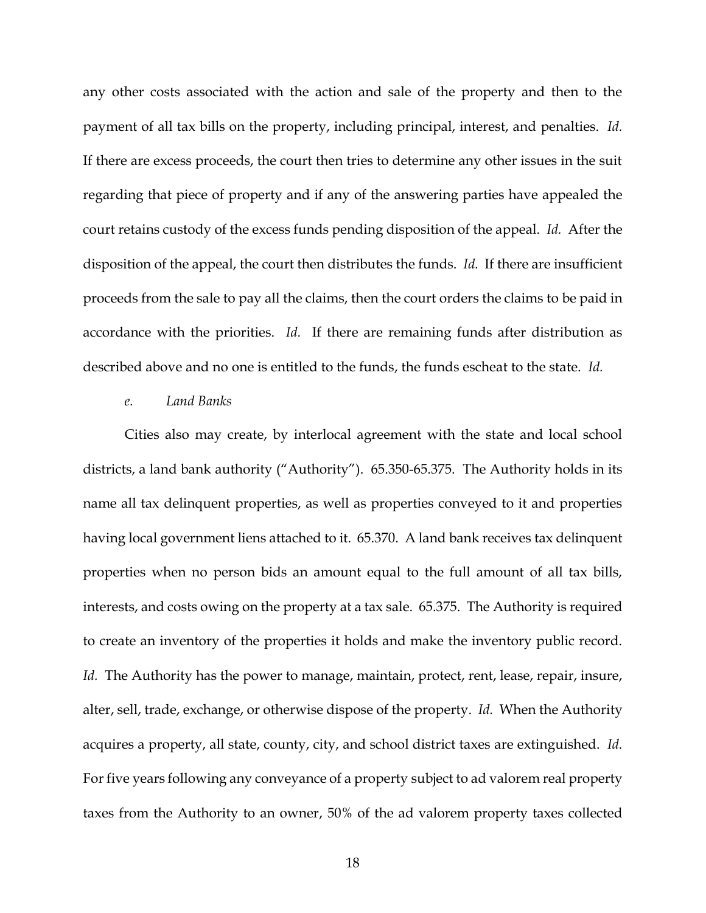any other costs associated with the action and sale of the property and then to the payment of all tax bills on the property, including principal, interest, and penalties. *Id.* If there are excess proceeds, the court then tries to determine any other issues in the suit regarding that piece of property and if any of the answering parties have appealed the court retains custody of the excess funds pending disposition of the appeal. *Id.* After the disposition of the appeal, the court then distributes the funds. *Id.* If there are insufficient proceeds from the sale to pay all the claims, then the court orders the claims to be paid in accordance with the priorities. *Id.* If there are remaining funds after distribution as described above and no one is entitled to the funds, the funds escheat to the state. *Id.*

*e. Land Banks*

Cities also may create, by interlocal agreement with the state and local school districts, a land bank authority ("Authority"). 65.350-65.375. The Authority holds in its name all tax delinquent properties, as well as properties conveyed to it and properties having local government liens attached to it. 65.370. A land bank receives tax delinquent properties when no person bids an amount equal to the full amount of all tax bills, interests, and costs owing on the property at a tax sale. 65.375. The Authority is required to create an inventory of the properties it holds and make the inventory public record. *Id.* The Authority has the power to manage, maintain, protect, rent, lease, repair, insure, alter, sell, trade, exchange, or otherwise dispose of the property. *Id.* When the Authority acquires a property, all state, county, city, and school district taxes are extinguished. *Id.* For five years following any conveyance of a property subject to ad valorem real property taxes from the Authority to an owner, 50% of the ad valorem property taxes collected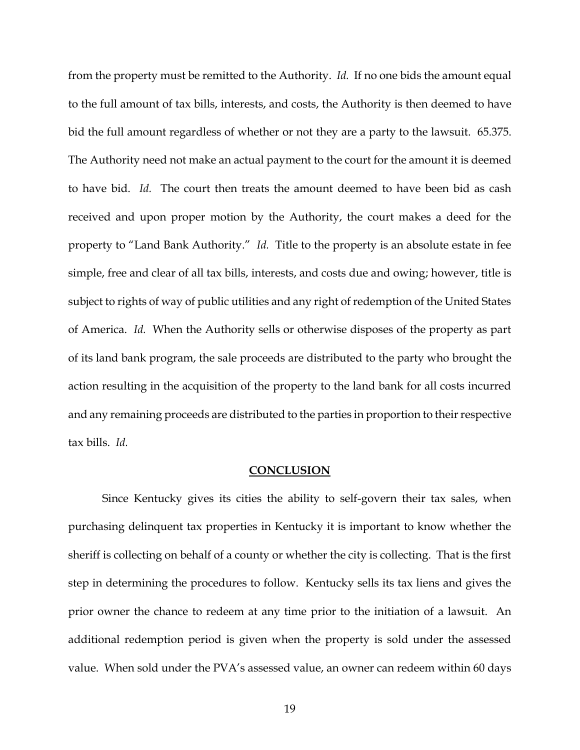from the property must be remitted to the Authority. *Id.* If no one bids the amount equal to the full amount of tax bills, interests, and costs, the Authority is then deemed to have bid the full amount regardless of whether or not they are a party to the lawsuit. 65.375. The Authority need not make an actual payment to the court for the amount it is deemed to have bid. *Id.* The court then treats the amount deemed to have been bid as cash received and upon proper motion by the Authority, the court makes a deed for the property to "Land Bank Authority." *Id.* Title to the property is an absolute estate in fee simple, free and clear of all tax bills, interests, and costs due and owing; however, title is subject to rights of way of public utilities and any right of redemption of the United States of America. *Id.* When the Authority sells or otherwise disposes of the property as part of its land bank program, the sale proceeds are distributed to the party who brought the action resulting in the acquisition of the property to the land bank for all costs incurred and any remaining proceeds are distributed to the parties in proportion to their respective tax bills. *Id.*

## CONCLUSION

Since Kentucky gives its cities the ability to self-govern their tax sales, when purchasing delinquent tax properties in Kentucky it is important to know whether the sheriff is collecting on behalf of a county or whether the city is collecting. That is the first step in determining the procedures to follow. Kentucky sells its tax liens and gives the prior owner the chance to redeem at any time prior to the initiation of a lawsuit. An additional redemption period is given when the property is sold under the assessed value. When sold under the PVA's assessed value, an owner can redeem within 60 days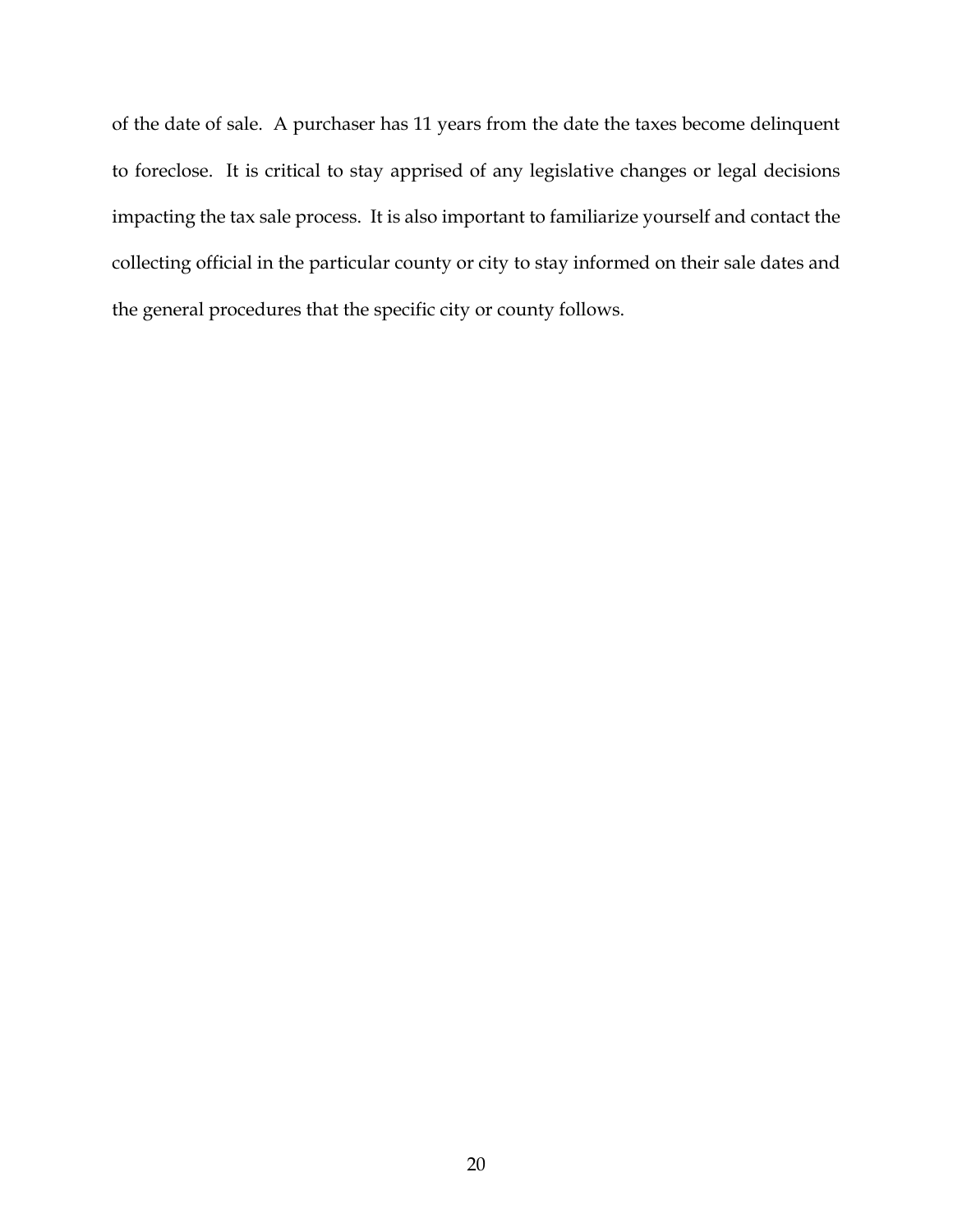of the date of sale. A purchaser has 11 years from the date the taxes become delinquent to foreclose. It is critical to stay apprised of any legislative changes or legal decisions impacting the tax sale process. It is also important to familiarize yourself and contact the collecting official in the particular county or city to stay informed on their sale dates and the general procedures that the specific city or county follows.